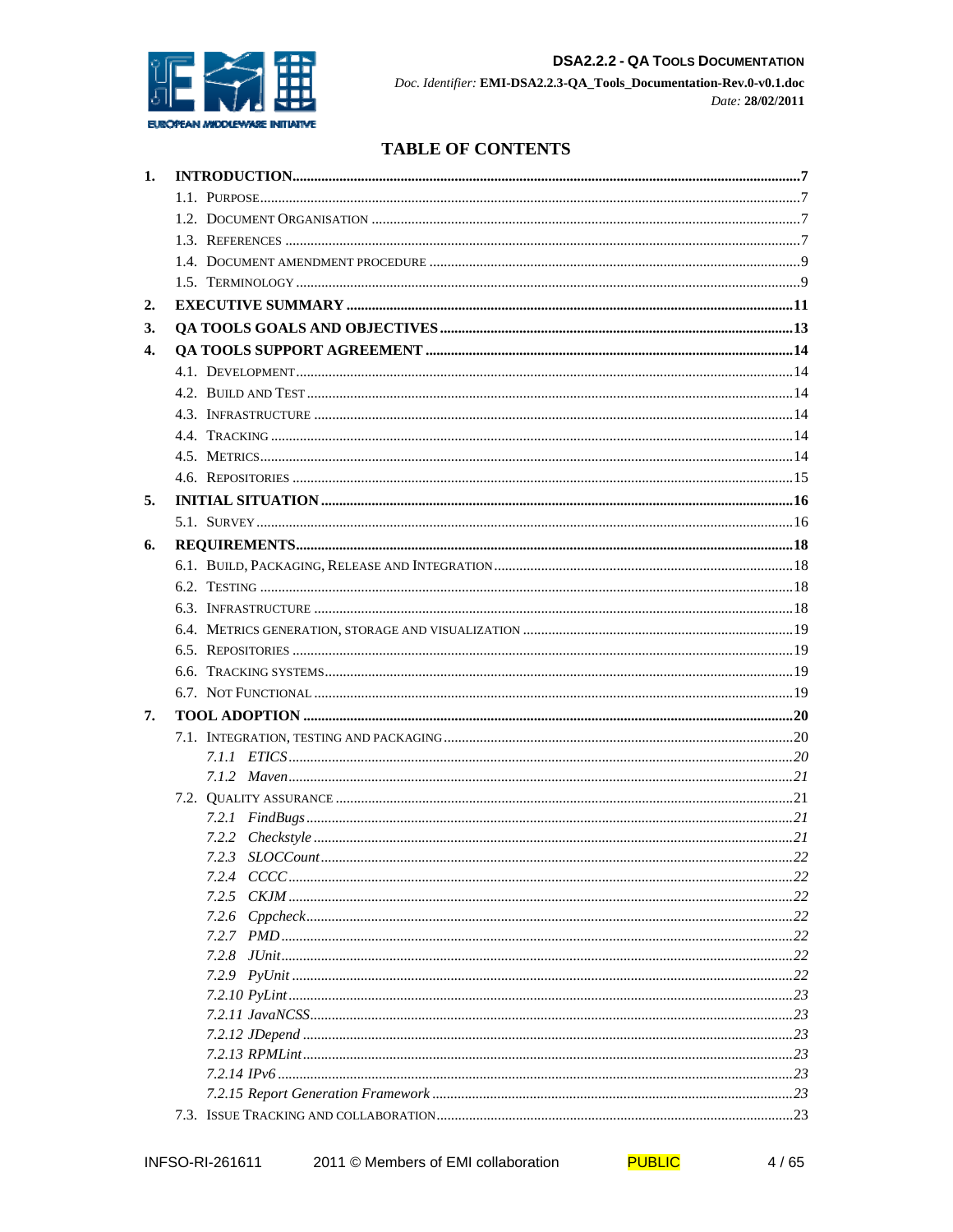# TABLE OF CONTENTS

1. **INTRODUCTION** ..... 7
   - 1.1. Purpose ..... 7
   - 1.2. Document Organisation ..... 7
   - 1.3. References ..... 7
   - 1.4. Document amendment procedure ..... 9
   - 1.5. Terminology ..... 9
2. **EXECUTIVE SUMMARY** ..... 11
3. **QA TOOLS GOALS AND OBJECTIVES** ..... 13
4. **QA TOOLS SUPPORT AGREEMENT** ..... 14
   - 4.1. Development ..... 14
   - 4.2. Build and Test ..... 14
   - 4.3. Infrastructure ..... 14
   - 4.4. Tracking ..... 14
   - 4.5. Metrics ..... 14
   - 4.6. Repositories ..... 15
5. **INITIAL SITUATION** ..... 16
   - 5.1. Survey ..... 16
6. **REQUIREMENTS** ..... 18
   - 6.1. Build, Packaging, Release and Integration ..... 18
   - 6.2. Testing ..... 18
   - 6.3. Infrastructure ..... 18
   - 6.4. Metrics generation, storage and visualization ..... 19
   - 6.5. Repositories ..... 19
   - 6.6. Tracking systems ..... 19
   - 6.7. Not Functional ..... 19
7. **TOOL ADOPTION** ..... 20
   - 7.1. Integration, testing and packaging ..... 20
     - *7.1.1 ETICS* ..... 20
     - *7.1.2 Maven* ..... 21
   - 7.2. Quality assurance ..... 21
     - *7.2.1 FindBugs* ..... 21
     - *7.2.2 Checkstyle* ..... 21
     - *7.2.3 SLOCCount* ..... 22
     - *7.2.4 CCCC* ..... 22
     - *7.2.5 CKJM* ..... 22
     - *7.2.6 Cppcheck* ..... 22
     - *7.2.7 PMD* ..... 22
     - *7.2.8 JUnit* ..... 22
     - *7.2.9 PyUnit* ..... 22
     - *7.2.10 PyLint* ..... 23
     - *7.2.11 JavaNCSS* ..... 23
     - *7.2.12 JDepend* ..... 23
     - *7.2.13 RPMLint* ..... 23
     - *7.2.14 IPv6* ..... 23
     - *7.2.15 Report Generation Framework* ..... 23
   - 7.3. Issue Tracking and collaboration ..... 23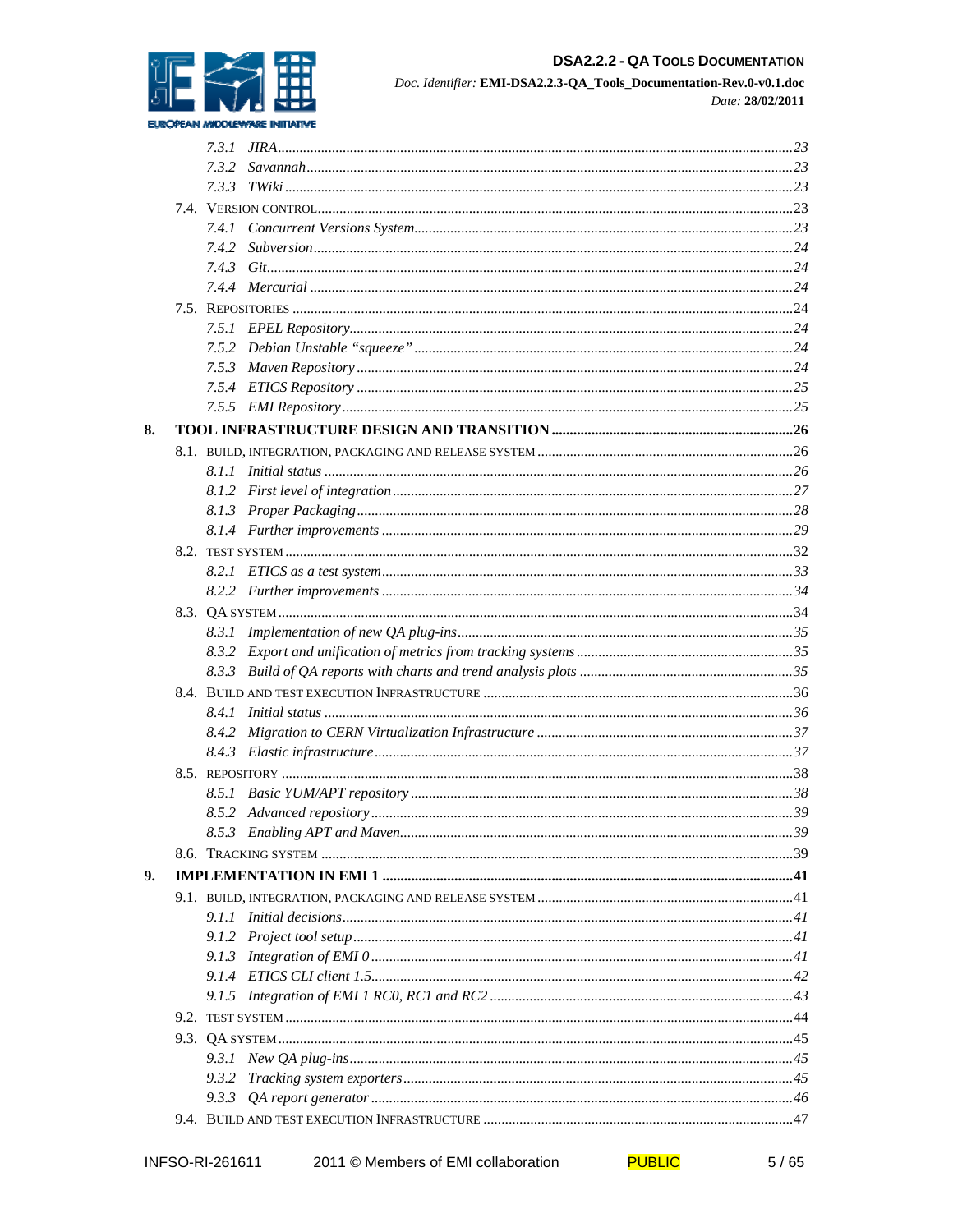- 7.3.1 *JIRA* ........ 23
- 7.3.2 *Savannah* ........ 23
- 7.3.3 *TWiki* ........ 23
- 7.4. Version control ........ 23
  - 7.4.1 *Concurrent Versions System* ........ 23
  - 7.4.2 *Subversion* ........ 24
  - 7.4.3 *Git* ........ 24
  - 7.4.4 *Mercurial* ........ 24
- 7.5. Repositories ........ 24
  - 7.5.1 *EPEL Repository* ........ 24
  - 7.5.2 *Debian Unstable "squeeze"* ........ 24
  - 7.5.3 *Maven Repository* ........ 24
  - 7.5.4 *ETICS Repository* ........ 25
  - 7.5.5 *EMI Repository* ........ 25

**8. TOOL INFRASTRUCTURE DESIGN AND TRANSITION** ........ 26

- 8.1. Build, integration, packaging and release system ........ 26
  - 8.1.1 *Initial status* ........ 26
  - 8.1.2 *First level of integration* ........ 27
  - 8.1.3 *Proper Packaging* ........ 28
  - 8.1.4 *Further improvements* ........ 29
- 8.2. Test system ........ 32
  - 8.2.1 *ETICS as a test system* ........ 33
  - 8.2.2 *Further improvements* ........ 34
- 8.3. QA system ........ 34
  - 8.3.1 *Implementation of new QA plug-ins* ........ 35
  - 8.3.2 *Export and unification of metrics from tracking systems* ........ 35
  - 8.3.3 *Build of QA reports with charts and trend analysis plots* ........ 35
- 8.4. Build and test execution Infrastructure ........ 36
  - 8.4.1 *Initial status* ........ 36
  - 8.4.2 *Migration to CERN Virtualization Infrastructure* ........ 37
  - 8.4.3 *Elastic infrastructure* ........ 37
- 8.5. Repository ........ 38
  - 8.5.1 *Basic YUM/APT repository* ........ 38
  - 8.5.2 *Advanced repository* ........ 39
  - 8.5.3 *Enabling APT and Maven* ........ 39
- 8.6. Tracking system ........ 39

**9. IMPLEMENTATION IN EMI 1** ........ 41

- 9.1. Build, integration, packaging and release system ........ 41
  - 9.1.1 *Initial decisions* ........ 41
  - 9.1.2 *Project tool setup* ........ 41
  - 9.1.3 *Integration of EMI 0* ........ 41
  - 9.1.4 *ETICS CLI client 1.5* ........ 42
  - 9.1.5 *Integration of EMI 1 RC0, RC1 and RC2* ........ 43
- 9.2. Test system ........ 44
- 9.3. QA system ........ 45
  - 9.3.1 *New QA plug-ins* ........ 45
  - 9.3.2 *Tracking system exporters* ........ 45
  - 9.3.3 *QA report generator* ........ 46
- 9.4. Build and test execution Infrastructure ........ 47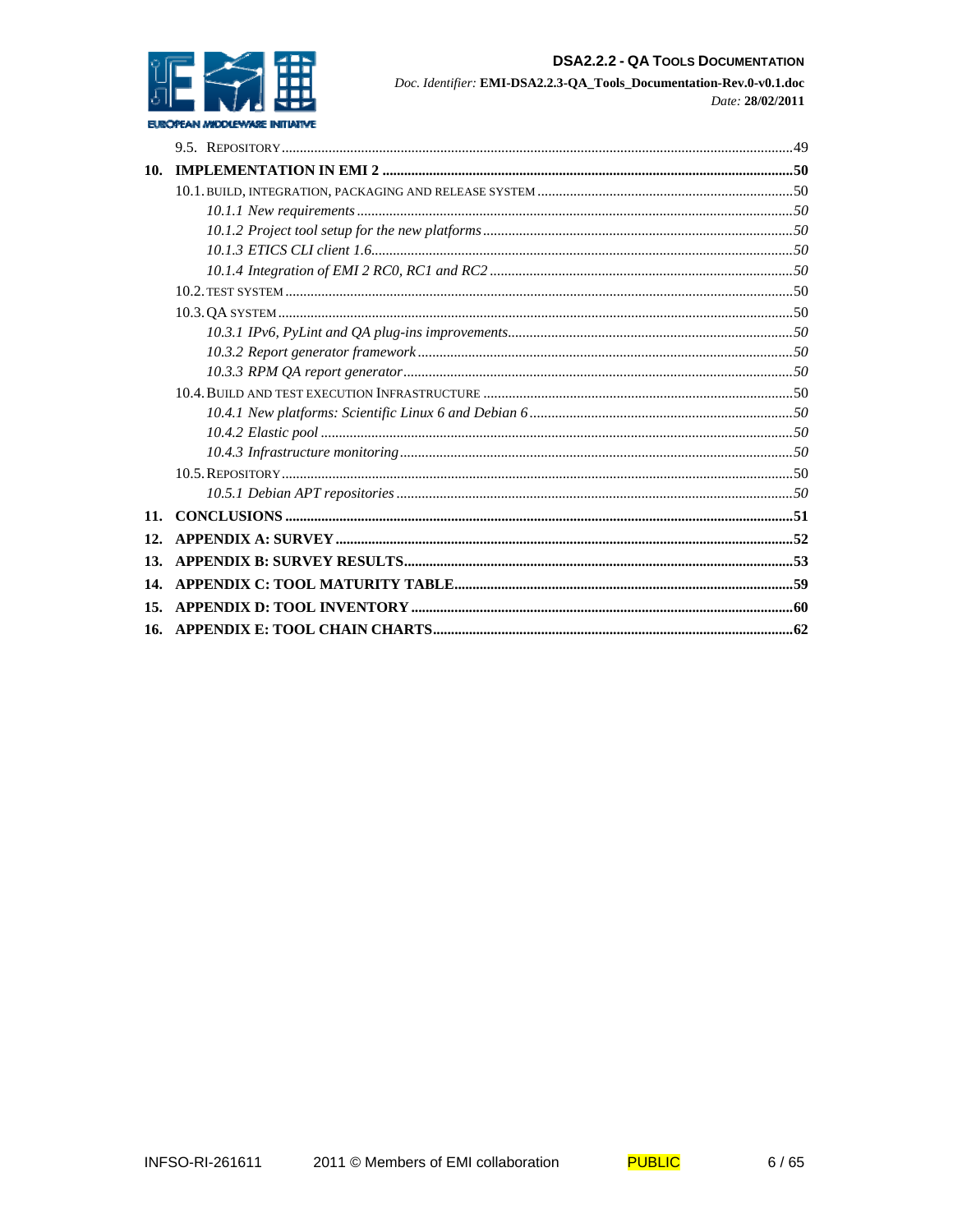9.5. REPOSITORY .....49

**10. IMPLEMENTATION IN EMI 2 .....50**

10.1. BUILD, INTEGRATION, PACKAGING AND RELEASE SYSTEM .....50

*10.1.1 New requirements .....50*

*10.1.2 Project tool setup for the new platforms .....50*

*10.1.3 ETICS CLI client 1.6.....50*

*10.1.4 Integration of EMI 2 RC0, RC1 and RC2 .....50*

10.2. TEST SYSTEM .....50

10.3. QA SYSTEM .....50

*10.3.1 IPv6, PyLint and QA plug-ins improvements.....50*

*10.3.2 Report generator framework .....50*

*10.3.3 RPM QA report generator.....50*

10.4. BUILD AND TEST EXECUTION INFRASTRUCTURE .....50

*10.4.1 New platforms: Scientific Linux 6 and Debian 6 .....50*

*10.4.2 Elastic pool .....50*

*10.4.3 Infrastructure monitoring .....50*

10.5. REPOSITORY .....50

*10.5.1 Debian APT repositories .....50*

**11. CONCLUSIONS .....51**

**12. APPENDIX A: SURVEY .....52**

**13. APPENDIX B: SURVEY RESULTS.....53**

**14. APPENDIX C: TOOL MATURITY TABLE.....59**

**15. APPENDIX D: TOOL INVENTORY .....60**

**16. APPENDIX E: TOOL CHAIN CHARTS.....62**